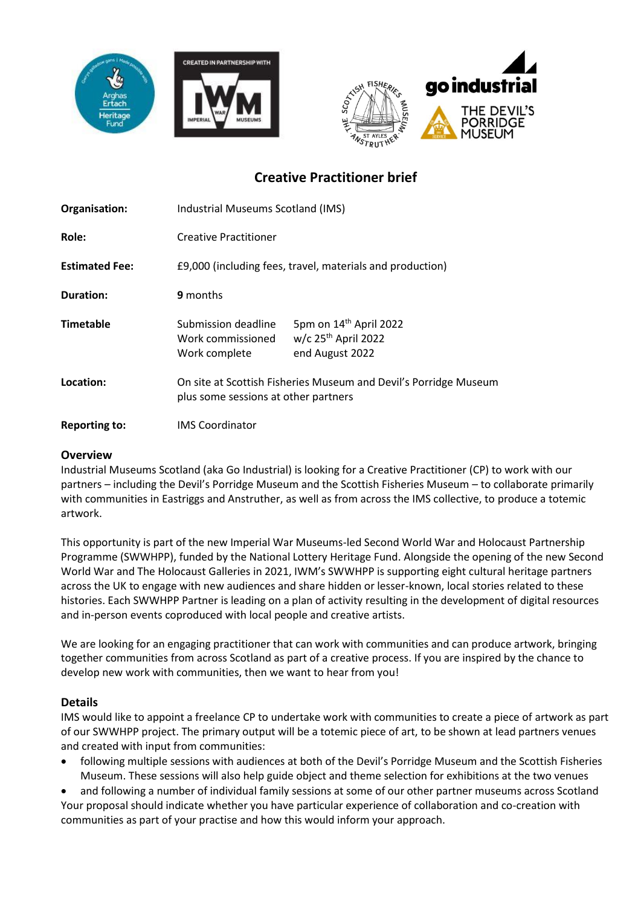# Creative Practitioner brief

| | | |
|---|---|---|
| **Organisation:** | Industrial Museums Scotland (IMS) | |
| **Role:** | Creative Practitioner | |
| **Estimated Fee:** | £9,000 (including fees, travel, materials and production) | |
| **Duration:** | **9** months | |
| **Timetable** | Submission deadline | 5pm on 14th April 2022 |
| | Work commissioned | w/c 25th April 2022 |
| | Work complete | end August 2022 |
| **Location:** | On site at Scottish Fisheries Museum and Devil's Porridge Museum plus some sessions at other partners | |
| **Reporting to:** | IMS Coordinator | |

## Overview

Industrial Museums Scotland (aka Go Industrial) is looking for a Creative Practitioner (CP) to work with our partners – including the Devil's Porridge Museum and the Scottish Fisheries Museum – to collaborate primarily with communities in Eastriggs and Anstruther, as well as from across the IMS collective, to produce a totemic artwork.

This opportunity is part of the new Imperial War Museums-led Second World War and Holocaust Partnership Programme (SWWHPP), funded by the National Lottery Heritage Fund. Alongside the opening of the new Second World War and The Holocaust Galleries in 2021, IWM's SWWHPP is supporting eight cultural heritage partners across the UK to engage with new audiences and share hidden or lesser-known, local stories related to these histories. Each SWWHPP Partner is leading on a plan of activity resulting in the development of digital resources and in-person events coproduced with local people and creative artists.

We are looking for an engaging practitioner that can work with communities and can produce artwork, bringing together communities from across Scotland as part of a creative process. If you are inspired by the chance to develop new work with communities, then we want to hear from you!

## Details

IMS would like to appoint a freelance CP to undertake work with communities to create a piece of artwork as part of our SWWHPP project. The primary output will be a totemic piece of art, to be shown at lead partners venues and created with input from communities:

- following multiple sessions with audiences at both of the Devil's Porridge Museum and the Scottish Fisheries Museum. These sessions will also help guide object and theme selection for exhibitions at the two venues
- and following a number of individual family sessions at some of our other partner museums across Scotland

Your proposal should indicate whether you have particular experience of collaboration and co-creation with communities as part of your practise and how this would inform your approach.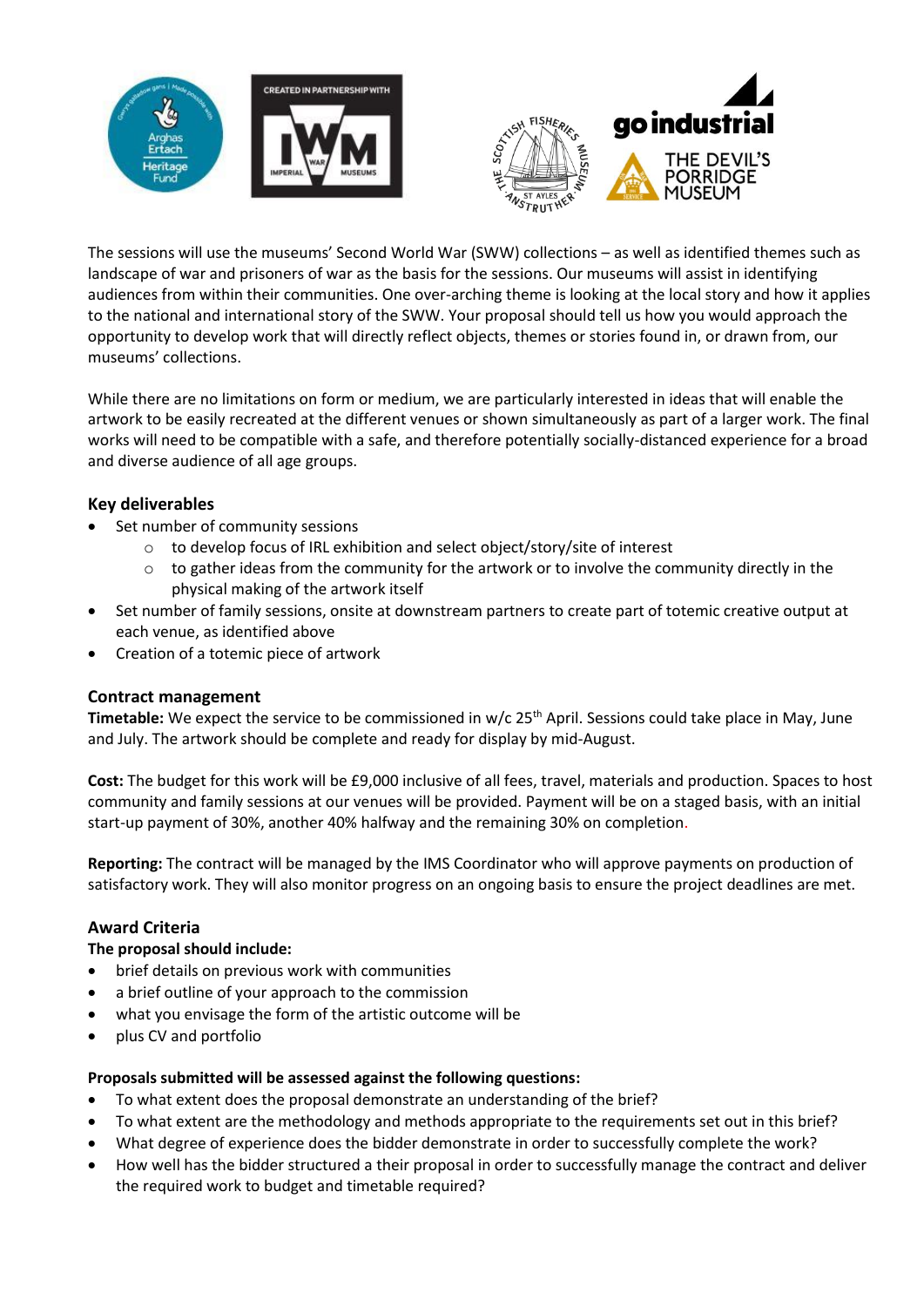The sessions will use the museums' Second World War (SWW) collections – as well as identified themes such as landscape of war and prisoners of war as the basis for the sessions. Our museums will assist in identifying audiences from within their communities. One over-arching theme is looking at the local story and how it applies to the national and international story of the SWW. Your proposal should tell us how you would approach the opportunity to develop work that will directly reflect objects, themes or stories found in, or drawn from, our museums' collections.

While there are no limitations on form or medium, we are particularly interested in ideas that will enable the artwork to be easily recreated at the different venues or shown simultaneously as part of a larger work. The final works will need to be compatible with a safe, and therefore potentially socially-distanced experience for a broad and diverse audience of all age groups.

### Key deliverables

- Set number of community sessions
  - to develop focus of IRL exhibition and select object/story/site of interest
  - to gather ideas from the community for the artwork or to involve the community directly in the physical making of the artwork itself
- Set number of family sessions, onsite at downstream partners to create part of totemic creative output at each venue, as identified above
- Creation of a totemic piece of artwork

### Contract management

**Timetable:** We expect the service to be commissioned in w/c 25th April. Sessions could take place in May, June and July. The artwork should be complete and ready for display by mid-August.

**Cost:** The budget for this work will be £9,000 inclusive of all fees, travel, materials and production. Spaces to host community and family sessions at our venues will be provided. Payment will be on a staged basis, with an initial start-up payment of 30%, another 40% halfway and the remaining 30% on completion.

**Reporting:** The contract will be managed by the IMS Coordinator who will approve payments on production of satisfactory work. They will also monitor progress on an ongoing basis to ensure the project deadlines are met.

### Award Criteria

**The proposal should include:**

- brief details on previous work with communities
- a brief outline of your approach to the commission
- what you envisage the form of the artistic outcome will be
- plus CV and portfolio

**Proposals submitted will be assessed against the following questions:**

- To what extent does the proposal demonstrate an understanding of the brief?
- To what extent are the methodology and methods appropriate to the requirements set out in this brief?
- What degree of experience does the bidder demonstrate in order to successfully complete the work?
- How well has the bidder structured a their proposal in order to successfully manage the contract and deliver the required work to budget and timetable required?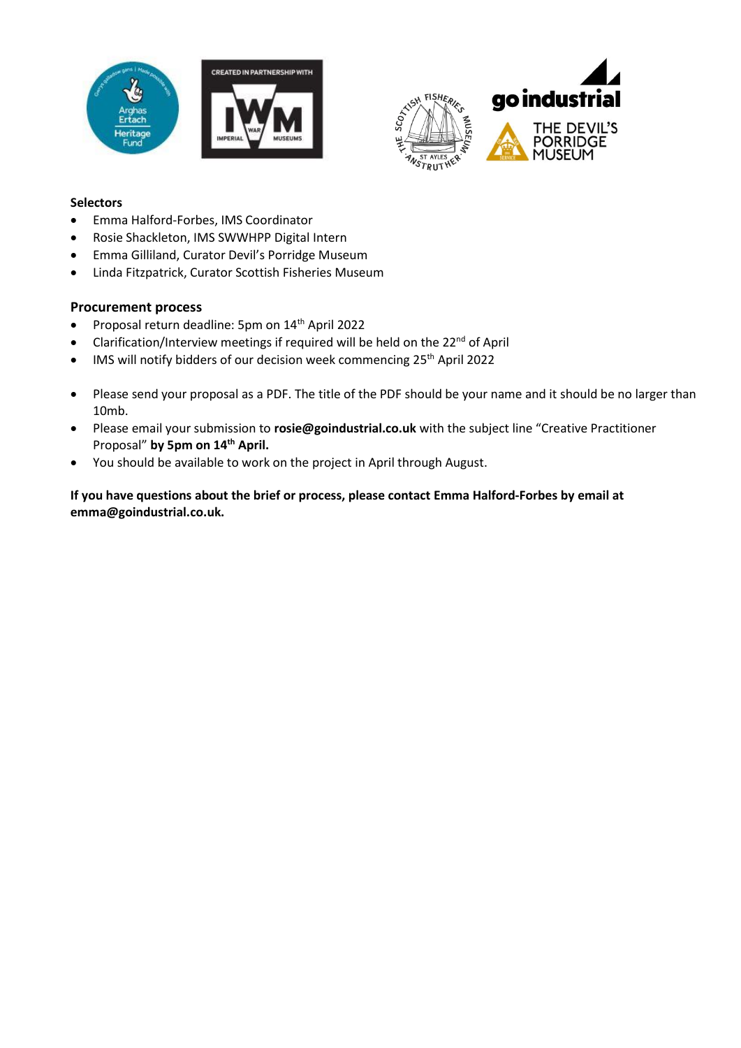**Selectors**

- Emma Halford-Forbes, IMS Coordinator
- Rosie Shackleton, IMS SWWHPP Digital Intern
- Emma Gilliland, Curator Devil's Porridge Museum
- Linda Fitzpatrick, Curator Scottish Fisheries Museum

**Procurement process**

- Proposal return deadline: 5pm on 14th April 2022
- Clarification/Interview meetings if required will be held on the 22nd of April
- IMS will notify bidders of our decision week commencing 25th April 2022

- Please send your proposal as a PDF. The title of the PDF should be your name and it should be no larger than 10mb.
- Please email your submission to **rosie@goindustrial.co.uk** with the subject line "Creative Practitioner Proposal" **by 5pm on 14th April.**
- You should be available to work on the project in April through August.

**If you have questions about the brief or process, please contact Emma Halford-Forbes by email at emma@goindustrial.co.uk.**